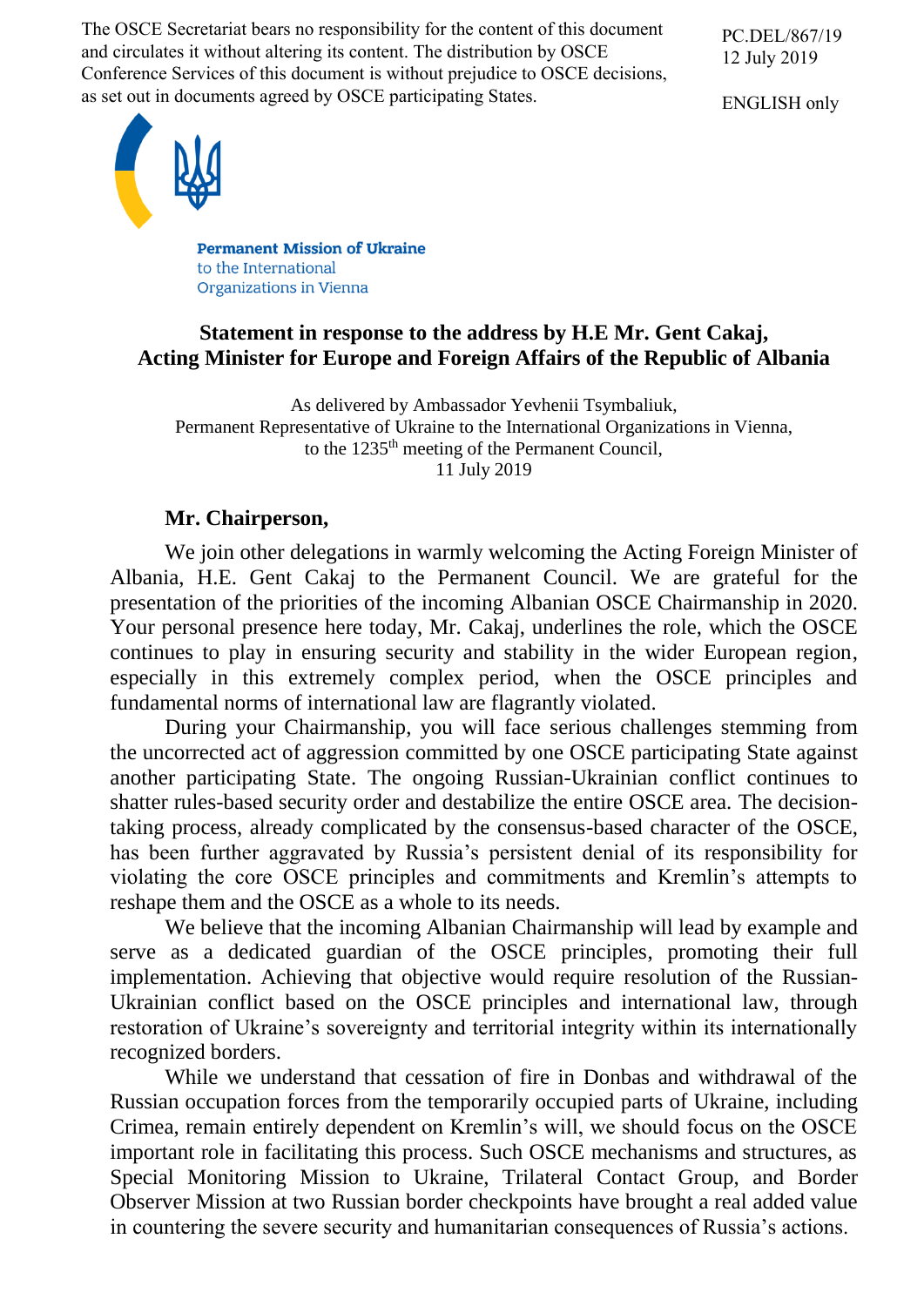The OSCE Secretariat bears no responsibility for the content of this document and circulates it without altering its content. The distribution by OSCE Conference Services of this document is without prejudice to OSCE decisions, as set out in documents agreed by OSCE participating States.

PC.DEL/867/19
12 July 2019

ENGLISH only

**Permanent Mission of Ukraine**
to the International
Organizations in Vienna

## Statement in response to the address by H.E Mr. Gent Cakaj, Acting Minister for Europe and Foreign Affairs of the Republic of Albania

As delivered by Ambassador Yevhenii Tsymbaliuk,
Permanent Representative of Ukraine to the International Organizations in Vienna,
to the 1235th meeting of the Permanent Council,
11 July 2019

**Mr. Chairperson,**

We join other delegations in warmly welcoming the Acting Foreign Minister of Albania, H.E. Gent Cakaj to the Permanent Council. We are grateful for the presentation of the priorities of the incoming Albanian OSCE Chairmanship in 2020. Your personal presence here today, Mr. Cakaj, underlines the role, which the OSCE continues to play in ensuring security and stability in the wider European region, especially in this extremely complex period, when the OSCE principles and fundamental norms of international law are flagrantly violated.

During your Chairmanship, you will face serious challenges stemming from the uncorrected act of aggression committed by one OSCE participating State against another participating State. The ongoing Russian-Ukrainian conflict continues to shatter rules-based security order and destabilize the entire OSCE area. The decision-taking process, already complicated by the consensus-based character of the OSCE, has been further aggravated by Russia's persistent denial of its responsibility for violating the core OSCE principles and commitments and Kremlin's attempts to reshape them and the OSCE as a whole to its needs.

We believe that the incoming Albanian Chairmanship will lead by example and serve as a dedicated guardian of the OSCE principles, promoting their full implementation. Achieving that objective would require resolution of the Russian-Ukrainian conflict based on the OSCE principles and international law, through restoration of Ukraine's sovereignty and territorial integrity within its internationally recognized borders.

While we understand that cessation of fire in Donbas and withdrawal of the Russian occupation forces from the temporarily occupied parts of Ukraine, including Crimea, remain entirely dependent on Kremlin's will, we should focus on the OSCE important role in facilitating this process. Such OSCE mechanisms and structures, as Special Monitoring Mission to Ukraine, Trilateral Contact Group, and Border Observer Mission at two Russian border checkpoints have brought a real added value in countering the severe security and humanitarian consequences of Russia's actions.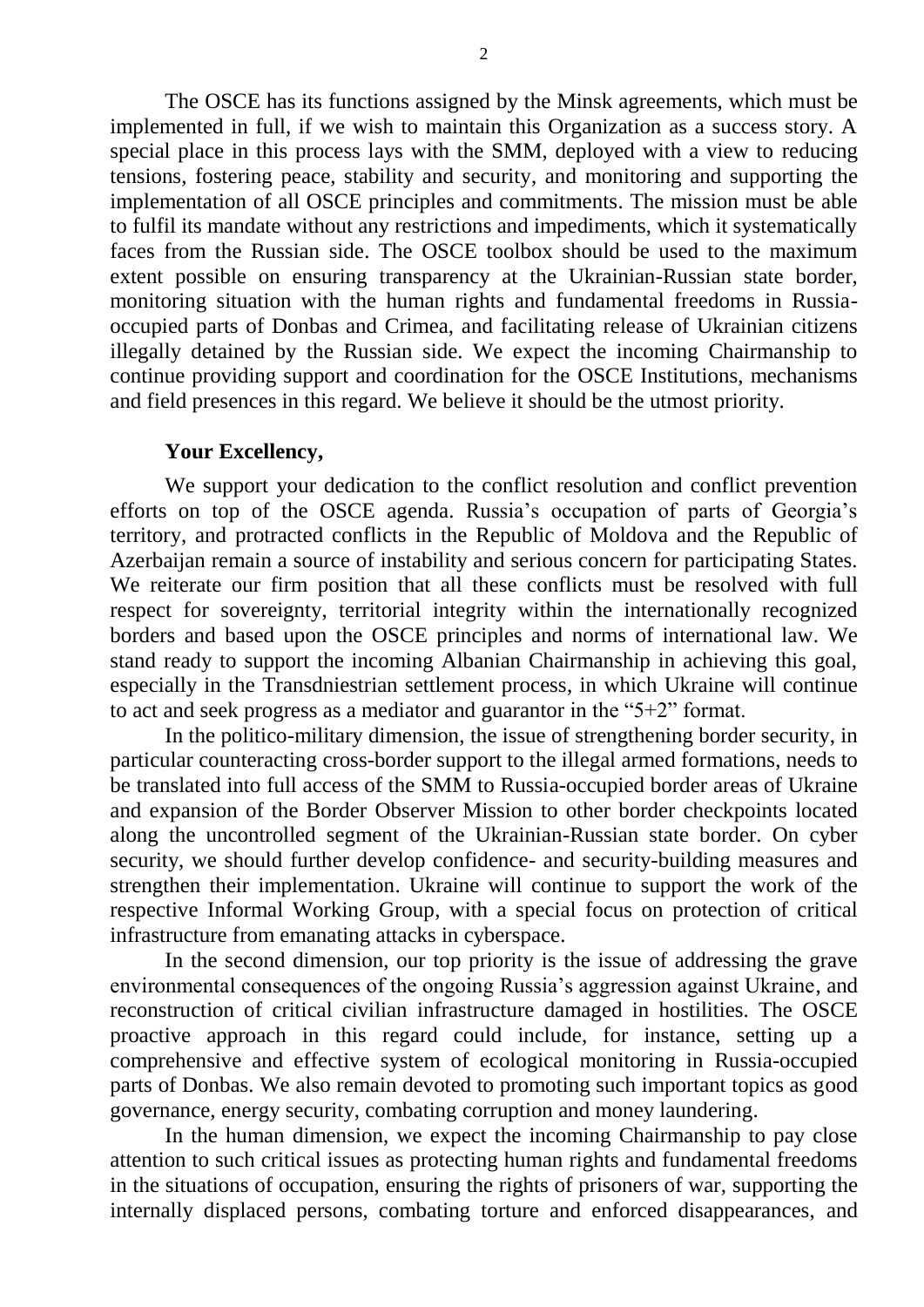The OSCE has its functions assigned by the Minsk agreements, which must be implemented in full, if we wish to maintain this Organization as a success story. A special place in this process lays with the SMM, deployed with a view to reducing tensions, fostering peace, stability and security, and monitoring and supporting the implementation of all OSCE principles and commitments. The mission must be able to fulfil its mandate without any restrictions and impediments, which it systematically faces from the Russian side. The OSCE toolbox should be used to the maximum extent possible on ensuring transparency at the Ukrainian-Russian state border, monitoring situation with the human rights and fundamental freedoms in Russia-occupied parts of Donbas and Crimea, and facilitating release of Ukrainian citizens illegally detained by the Russian side. We expect the incoming Chairmanship to continue providing support and coordination for the OSCE Institutions, mechanisms and field presences in this regard. We believe it should be the utmost priority.

**Your Excellency,**

We support your dedication to the conflict resolution and conflict prevention efforts on top of the OSCE agenda. Russia's occupation of parts of Georgia's territory, and protracted conflicts in the Republic of Moldova and the Republic of Azerbaijan remain a source of instability and serious concern for participating States. We reiterate our firm position that all these conflicts must be resolved with full respect for sovereignty, territorial integrity within the internationally recognized borders and based upon the OSCE principles and norms of international law. We stand ready to support the incoming Albanian Chairmanship in achieving this goal, especially in the Transdniestrian settlement process, in which Ukraine will continue to act and seek progress as a mediator and guarantor in the "5+2" format.

In the politico-military dimension, the issue of strengthening border security, in particular counteracting cross-border support to the illegal armed formations, needs to be translated into full access of the SMM to Russia-occupied border areas of Ukraine and expansion of the Border Observer Mission to other border checkpoints located along the uncontrolled segment of the Ukrainian-Russian state border. On cyber security, we should further develop confidence- and security-building measures and strengthen their implementation. Ukraine will continue to support the work of the respective Informal Working Group, with a special focus on protection of critical infrastructure from emanating attacks in cyberspace.

In the second dimension, our top priority is the issue of addressing the grave environmental consequences of the ongoing Russia's aggression against Ukraine, and reconstruction of critical civilian infrastructure damaged in hostilities. The OSCE proactive approach in this regard could include, for instance, setting up a comprehensive and effective system of ecological monitoring in Russia-occupied parts of Donbas. We also remain devoted to promoting such important topics as good governance, energy security, combating corruption and money laundering.

In the human dimension, we expect the incoming Chairmanship to pay close attention to such critical issues as protecting human rights and fundamental freedoms in the situations of occupation, ensuring the rights of prisoners of war, supporting the internally displaced persons, combating torture and enforced disappearances, and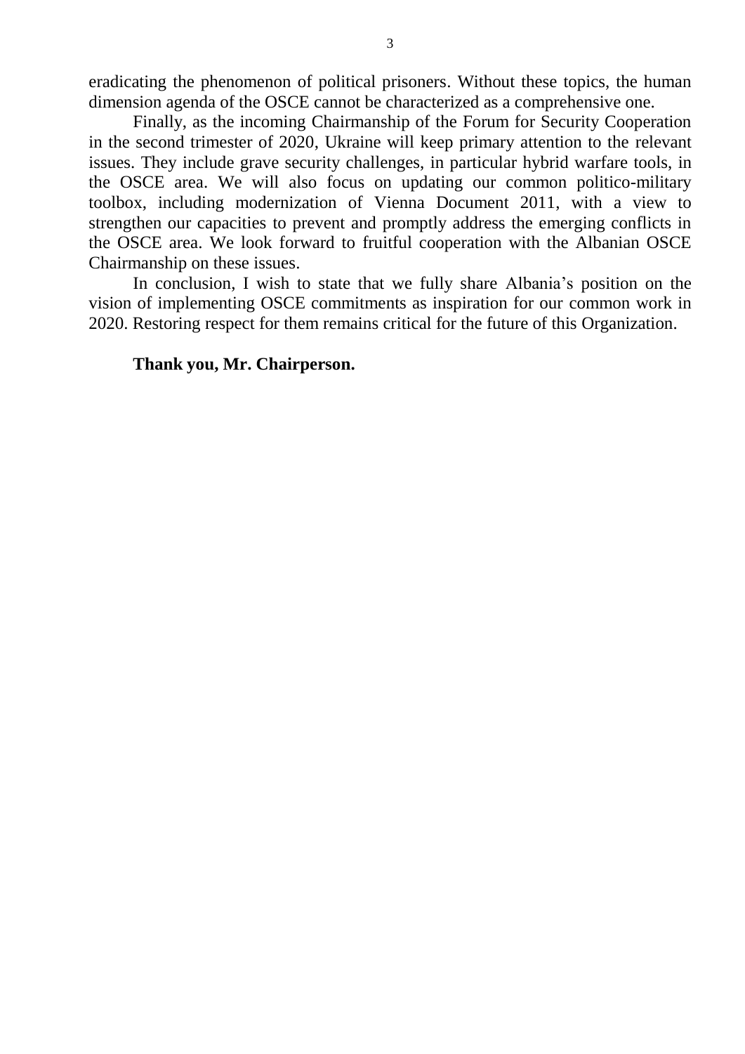eradicating the phenomenon of political prisoners. Without these topics, the human dimension agenda of the OSCE cannot be characterized as a comprehensive one.

Finally, as the incoming Chairmanship of the Forum for Security Cooperation in the second trimester of 2020, Ukraine will keep primary attention to the relevant issues. They include grave security challenges, in particular hybrid warfare tools, in the OSCE area. We will also focus on updating our common politico-military toolbox, including modernization of Vienna Document 2011, with a view to strengthen our capacities to prevent and promptly address the emerging conflicts in the OSCE area. We look forward to fruitful cooperation with the Albanian OSCE Chairmanship on these issues.

In conclusion, I wish to state that we fully share Albania's position on the vision of implementing OSCE commitments as inspiration for our common work in 2020. Restoring respect for them remains critical for the future of this Organization.

**Thank you, Mr. Chairperson.**